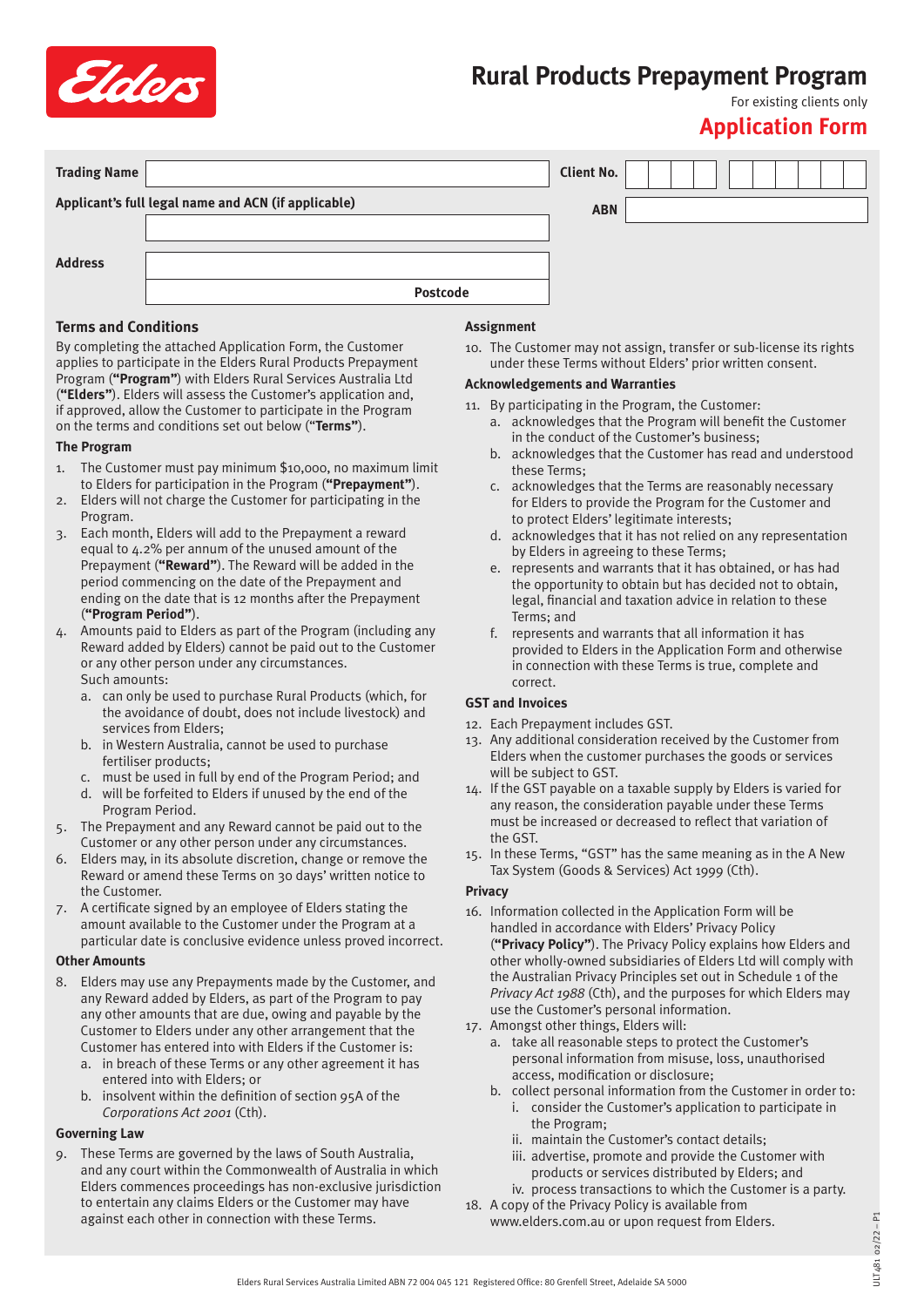# Rural Products Prepayment Program

For existing clients only

## Application Form

| Trading Name | | Client No. | |
|---|---|---|---|
| Applicant's full legal name and ACN (if applicable) | | ABN | |
| Address | | | |
| | Postcode | | |

### Terms and Conditions

By completing the attached Application Form, the Customer applies to participate in the Elders Rural Products Prepayment Program (**"Program"**) with Elders Rural Services Australia Ltd (**"Elders"**). Elders will assess the Customer's application and, if approved, allow the Customer to participate in the Program on the terms and conditions set out below ("**Terms**").

#### The Program

1. The Customer must pay minimum $10,000, no maximum limit to Elders for participation in the Program (**"Prepayment"**).
2. Elders will not charge the Customer for participating in the Program.
3. Each month, Elders will add to the Prepayment a reward equal to 4.2% per annum of the unused amount of the Prepayment (**"Reward"**). The Reward will be added in the period commencing on the date of the Prepayment and ending on the date that is 12 months after the Prepayment (**"Program Period"**).
4. Amounts paid to Elders as part of the Program (including any Reward added by Elders) cannot be paid out to the Customer or any other person under any circumstances. Such amounts:
   a. can only be used to purchase Rural Products (which, for the avoidance of doubt, does not include livestock) and services from Elders;
   b. in Western Australia, cannot be used to purchase fertiliser products;
   c. must be used in full by end of the Program Period; and
   d. will be forfeited to Elders if unused by the end of the Program Period.
5. The Prepayment and any Reward cannot be paid out to the Customer or any other person under any circumstances.
6. Elders may, in its absolute discretion, change or remove the Reward or amend these Terms on 30 days' written notice to the Customer.
7. A certificate signed by an employee of Elders stating the amount available to the Customer under the Program at a particular date is conclusive evidence unless proved incorrect.

#### Other Amounts

8. Elders may use any Prepayments made by the Customer, and any Reward added by Elders, as part of the Program to pay any other amounts that are due, owing and payable by the Customer to Elders under any other arrangement that the Customer has entered into with Elders if the Customer is:
   a. in breach of these Terms or any other agreement it has entered into with Elders; or
   b. insolvent within the definition of section 95A of the *Corporations Act 2001* (Cth).

#### Governing Law

9. These Terms are governed by the laws of South Australia, and any court within the Commonwealth of Australia in which Elders commences proceedings has non-exclusive jurisdiction to entertain any claims Elders or the Customer may have against each other in connection with these Terms.

#### Assignment

10. The Customer may not assign, transfer or sub-license its rights under these Terms without Elders' prior written consent.

#### Acknowledgements and Warranties

11. By participating in the Program, the Customer:
    a. acknowledges that the Program will benefit the Customer in the conduct of the Customer's business;
    b. acknowledges that the Customer has read and understood these Terms;
    c. acknowledges that the Terms are reasonably necessary for Elders to provide the Program for the Customer and to protect Elders' legitimate interests;
    d. acknowledges that it has not relied on any representation by Elders in agreeing to these Terms;
    e. represents and warrants that it has obtained, or has had the opportunity to obtain but has decided not to obtain, legal, financial and taxation advice in relation to these Terms; and
    f. represents and warrants that all information it has provided to Elders in the Application Form and otherwise in connection with these Terms is true, complete and correct.

#### GST and Invoices

12. Each Prepayment includes GST.
13. Any additional consideration received by the Customer from Elders when the customer purchases the goods or services will be subject to GST.
14. If the GST payable on a taxable supply by Elders is varied for any reason, the consideration payable under these Terms must be increased or decreased to reflect that variation of the GST.
15. In these Terms, "GST" has the same meaning as in the A New Tax System (Goods & Services) Act 1999 (Cth).

#### Privacy

16. Information collected in the Application Form will be handled in accordance with Elders' Privacy Policy (**"Privacy Policy"**). The Privacy Policy explains how Elders and other wholly-owned subsidiaries of Elders Ltd will comply with the Australian Privacy Principles set out in Schedule 1 of the *Privacy Act 1988* (Cth), and the purposes for which Elders may use the Customer's personal information.
17. Amongst other things, Elders will:
    a. take all reasonable steps to protect the Customer's personal information from misuse, loss, unauthorised access, modification or disclosure;
    b. collect personal information from the Customer in order to:
       i. consider the Customer's application to participate in the Program;
       ii. maintain the Customer's contact details;
       iii. advertise, promote and provide the Customer with products or services distributed by Elders; and
       iv. process transactions to which the Customer is a party.
18. A copy of the Privacy Policy is available from www.elders.com.au or upon request from Elders.

Elders Rural Services Australia Limited ABN 72 004 045 121 Registered Office: 80 Grenfell Street, Adelaide SA 5000

ULT481 02/22 – P1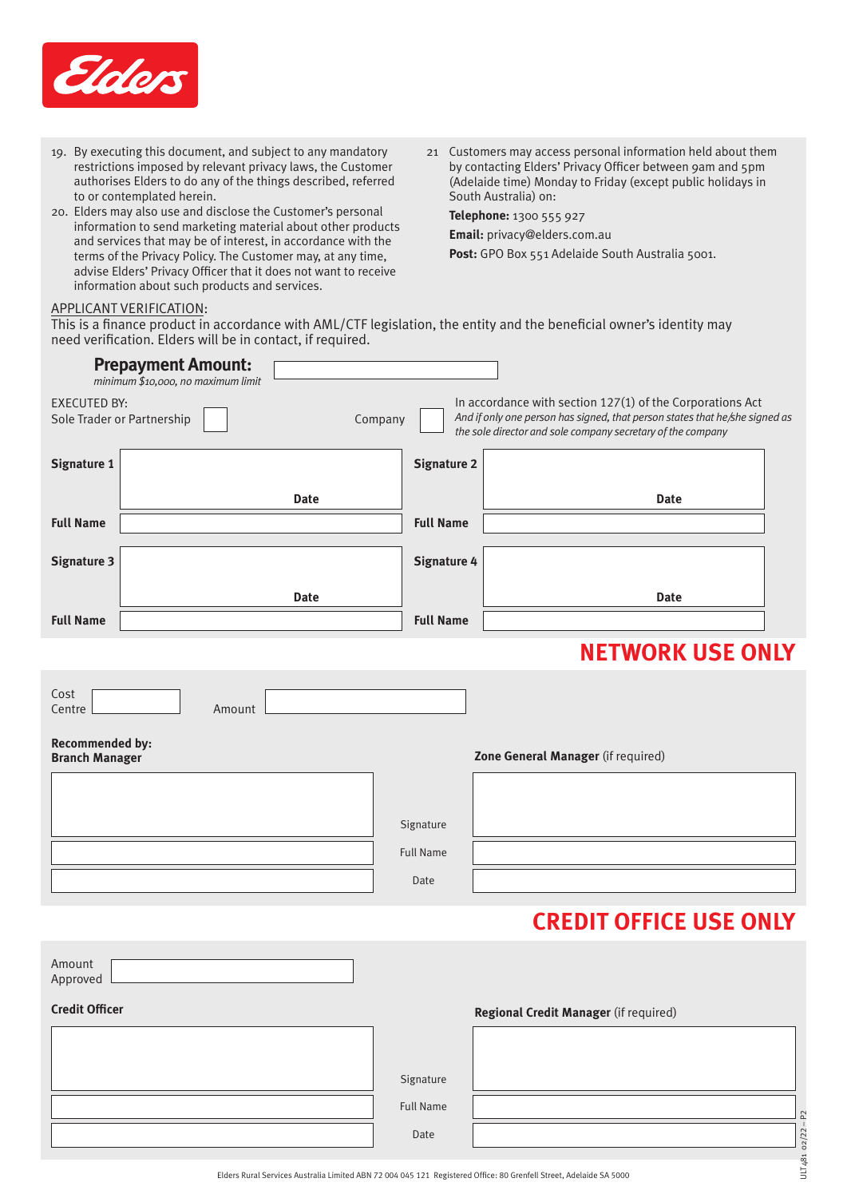Elders

19. By executing this document, and subject to any mandatory restrictions imposed by relevant privacy laws, the Customer authorises Elders to do any of the things described, referred to or contemplated herein.
20. Elders may also use and disclose the Customer's personal information to send marketing material about other products and services that may be of interest, in accordance with the terms of the Privacy Policy. The Customer may, at any time, advise Elders' Privacy Officer that it does not want to receive information about such products and services.
21. Customers may access personal information held about them by contacting Elders' Privacy Officer between 9am and 5pm (Adelaide time) Monday to Friday (except public holidays in South Australia) on:

**Telephone:** 1300 555 927

**Email:** privacy@elders.com.au

**Post:** GPO Box 551 Adelaide South Australia 5001.

APPLICANT VERIFICATION:
This is a finance product in accordance with AML/CTF legislation, the entity and the beneficial owner's identity may need verification. Elders will be in contact, if required.

**Prepayment Amount:** ____________________
*minimum $10,000, no maximum limit*

EXECUTED BY:
Sole Trader or Partnership ☐ Company ☐

In accordance with section 127(1) of the Corporations Act
*And if only one person has signed, that person states that he/she signed as the sole director and sole company secretary of the company*

| | | | |
|---|---|---|---|
| **Signature 1** | Date | **Signature 2** | Date |
| **Full Name** | | **Full Name** | |
| **Signature 3** | Date | **Signature 4** | Date |
| **Full Name** | | **Full Name** | |

## NETWORK USE ONLY

Cost Centre ____________ Amount ____________

**Recommended by:**
**Branch Manager**

**Zone General Manager** (if required)

| Branch Manager | | Zone General Manager |
|---|---|---|
| | Signature | |
| | Full Name | |
| | Date | |

## CREDIT OFFICE USE ONLY

Amount Approved ____________

**Credit Officer**

**Regional Credit Manager** (if required)

| Credit Officer | | Regional Credit Manager |
|---|---|---|
| | Signature | |
| | Full Name | |
| | Date | |

Elders Rural Services Australia Limited ABN 72 004 045 121 Registered Office: 80 Grenfell Street, Adelaide SA 5000

ULT 481 02/22 – P2